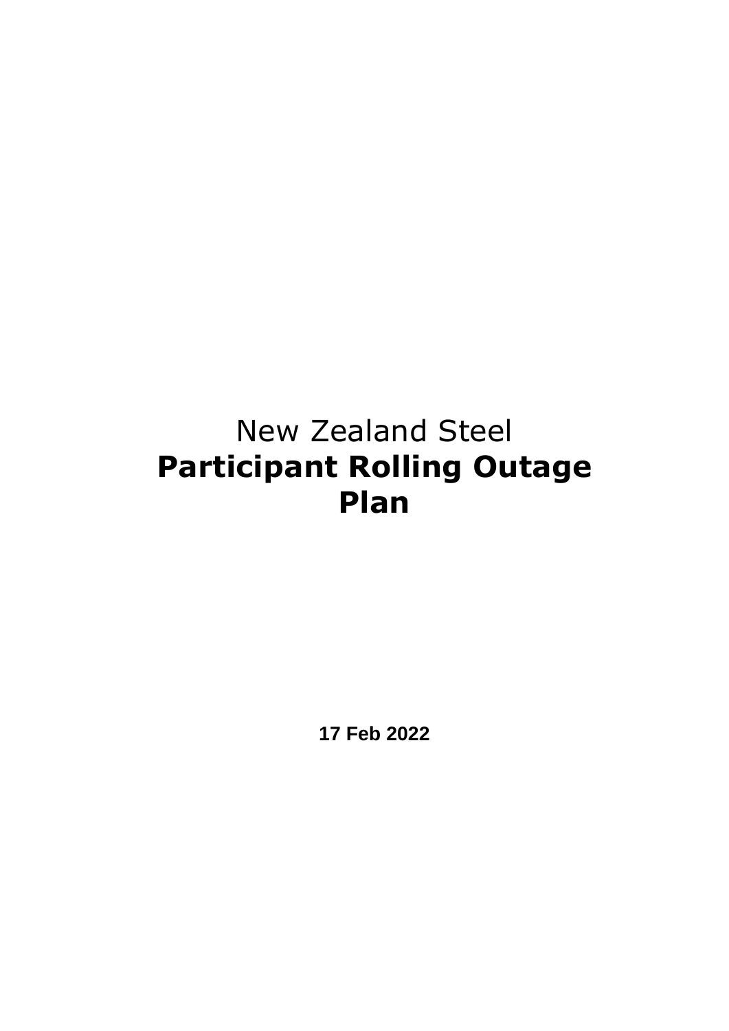New Zealand Steel

# Participant Rolling Outage Plan

**17 Feb 2022**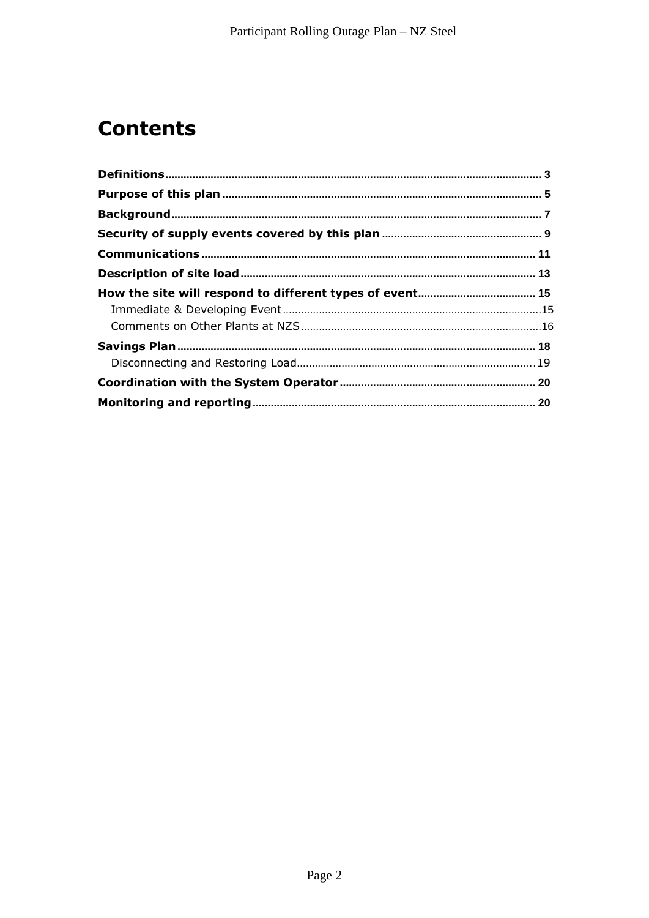# Contents

**Definitions** ........ 3
**Purpose of this plan** ........ 5
**Background** ........ 7
**Security of supply events covered by this plan** ........ 9
**Communications** ........ 11
**Description of site load** ........ 13
**How the site will respond to different types of event** ........ 15
- Immediate & Developing Event ........ 15
- Comments on Other Plants at NZS ........ 16

**Savings Plan** ........ 18
- Disconnecting and Restoring Load ........ 19

**Coordination with the System Operator** ........ 20
**Monitoring and reporting** ........ 20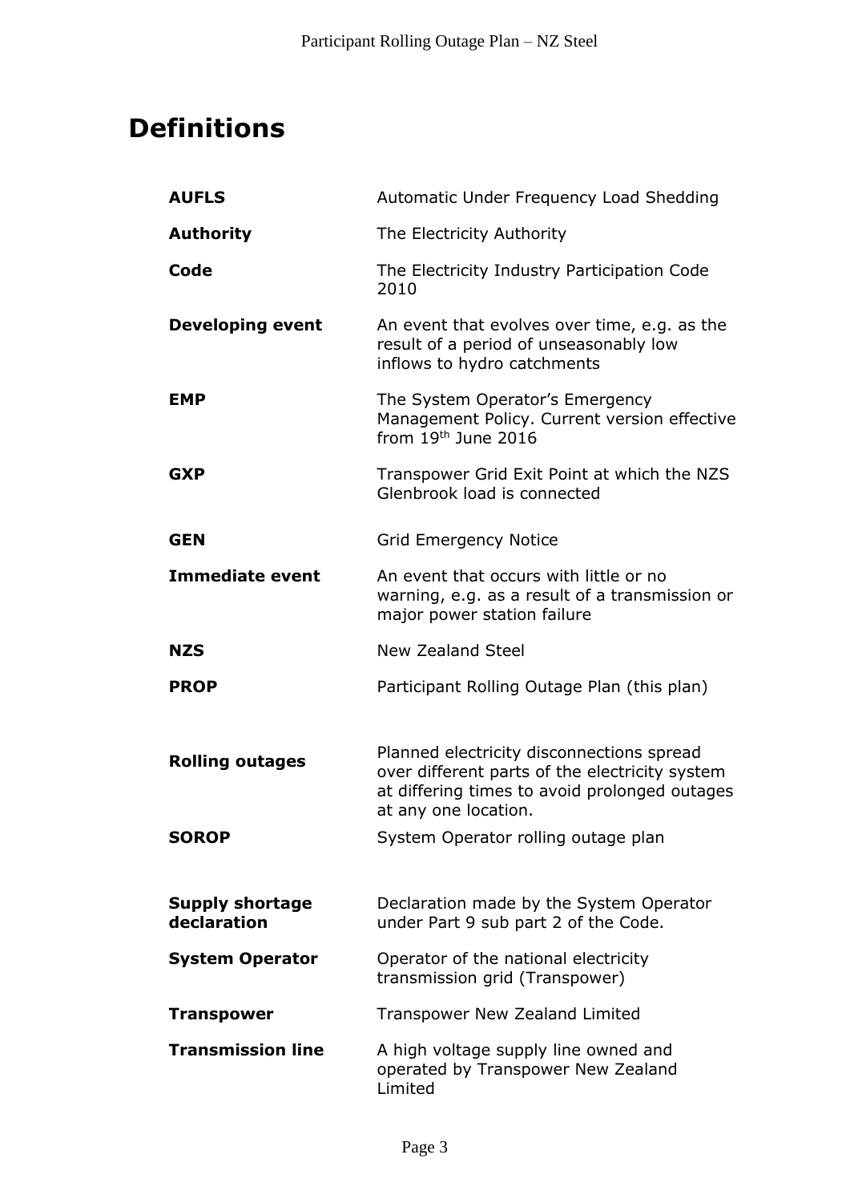# Definitions

| | |
|---|---|
| **AUFLS** | Automatic Under Frequency Load Shedding |
| **Authority** | The Electricity Authority |
| **Code** | The Electricity Industry Participation Code 2010 |
| **Developing event** | An event that evolves over time, e.g. as the result of a period of unseasonably low inflows to hydro catchments |
| **EMP** | The System Operator's Emergency Management Policy. Current version effective from 19th June 2016 |
| **GXP** | Transpower Grid Exit Point at which the NZS Glenbrook load is connected |
| **GEN** | Grid Emergency Notice |
| **Immediate event** | An event that occurs with little or no warning, e.g. as a result of a transmission or major power station failure |
| **NZS** | New Zealand Steel |
| **PROP** | Participant Rolling Outage Plan (this plan) |
| **Rolling outages** | Planned electricity disconnections spread over different parts of the electricity system at differing times to avoid prolonged outages at any one location. |
| **SOROP** | System Operator rolling outage plan |
| **Supply shortage declaration** | Declaration made by the System Operator under Part 9 sub part 2 of the Code. |
| **System Operator** | Operator of the national electricity transmission grid (Transpower) |
| **Transpower** | Transpower New Zealand Limited |
| **Transmission line** | A high voltage supply line owned and operated by Transpower New Zealand Limited |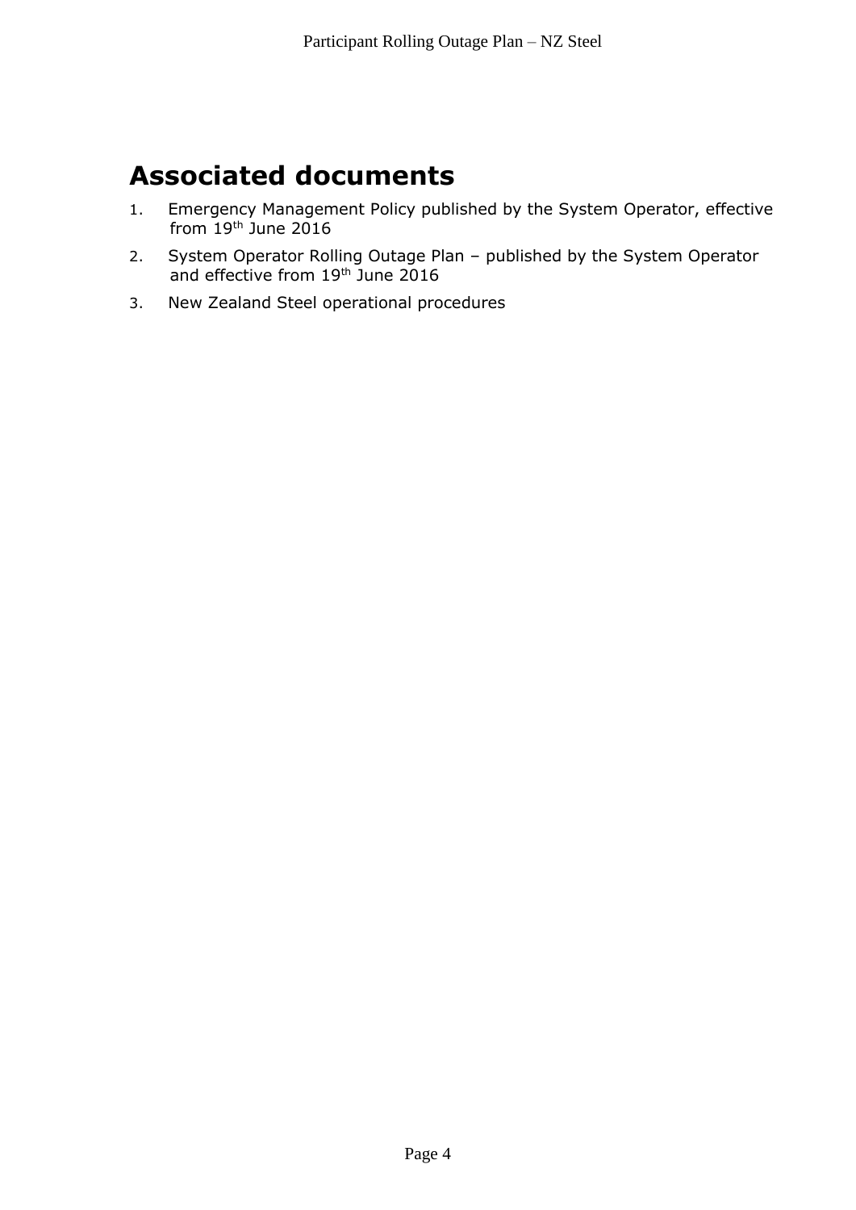# Associated documents

1. Emergency Management Policy published by the System Operator, effective from 19th June 2016
2. System Operator Rolling Outage Plan – published by the System Operator and effective from 19th June 2016
3. New Zealand Steel operational procedures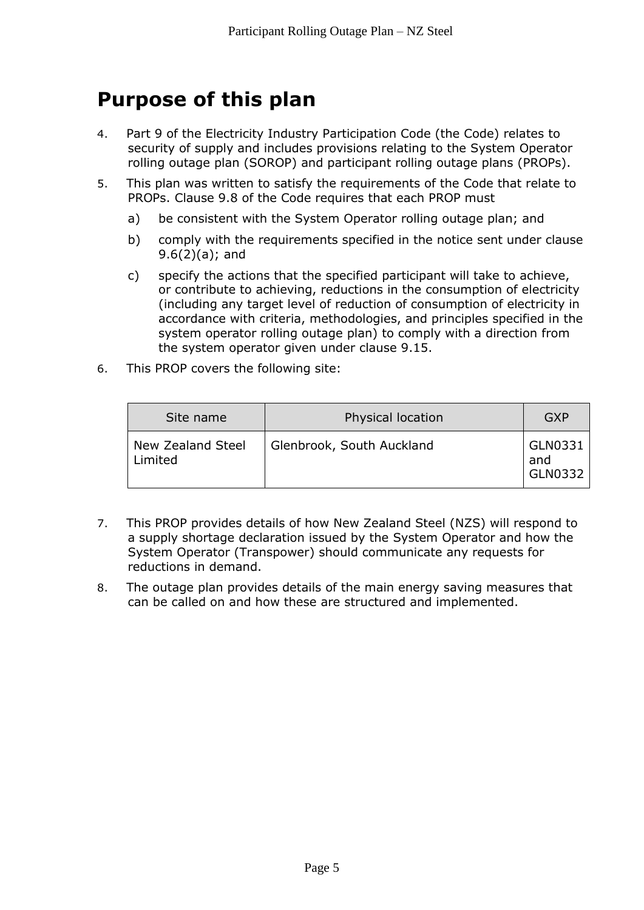# Purpose of this plan

4. Part 9 of the Electricity Industry Participation Code (the Code) relates to security of supply and includes provisions relating to the System Operator rolling outage plan (SOROP) and participant rolling outage plans (PROPs).

5. This plan was written to satisfy the requirements of the Code that relate to PROPs. Clause 9.8 of the Code requires that each PROP must

   a) be consistent with the System Operator rolling outage plan; and

   b) comply with the requirements specified in the notice sent under clause 9.6(2)(a); and

   c) specify the actions that the specified participant will take to achieve, or contribute to achieving, reductions in the consumption of electricity (including any target level of reduction of consumption of electricity in accordance with criteria, methodologies, and principles specified in the system operator rolling outage plan) to comply with a direction from the system operator given under clause 9.15.

6. This PROP covers the following site:

| Site name | Physical location | GXP |
|---|---|---|
| New Zealand Steel Limited | Glenbrook, South Auckland | GLN0331 and GLN0332 |

7. This PROP provides details of how New Zealand Steel (NZS) will respond to a supply shortage declaration issued by the System Operator and how the System Operator (Transpower) should communicate any requests for reductions in demand.

8. The outage plan provides details of the main energy saving measures that can be called on and how these are structured and implemented.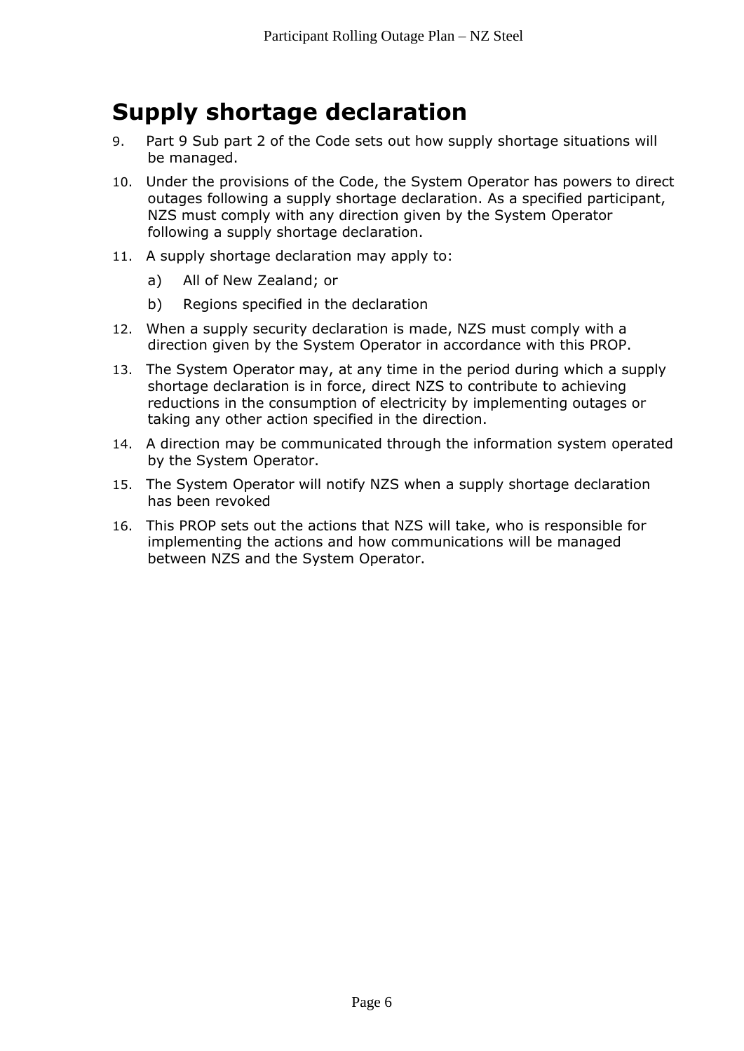# Supply shortage declaration

9. Part 9 Sub part 2 of the Code sets out how supply shortage situations will be managed.

10. Under the provisions of the Code, the System Operator has powers to direct outages following a supply shortage declaration. As a specified participant, NZS must comply with any direction given by the System Operator following a supply shortage declaration.

11. A supply shortage declaration may apply to:

    a) All of New Zealand; or

    b) Regions specified in the declaration

12. When a supply security declaration is made, NZS must comply with a direction given by the System Operator in accordance with this PROP.

13. The System Operator may, at any time in the period during which a supply shortage declaration is in force, direct NZS to contribute to achieving reductions in the consumption of electricity by implementing outages or taking any other action specified in the direction.

14. A direction may be communicated through the information system operated by the System Operator.

15. The System Operator will notify NZS when a supply shortage declaration has been revoked

16. This PROP sets out the actions that NZS will take, who is responsible for implementing the actions and how communications will be managed between NZS and the System Operator.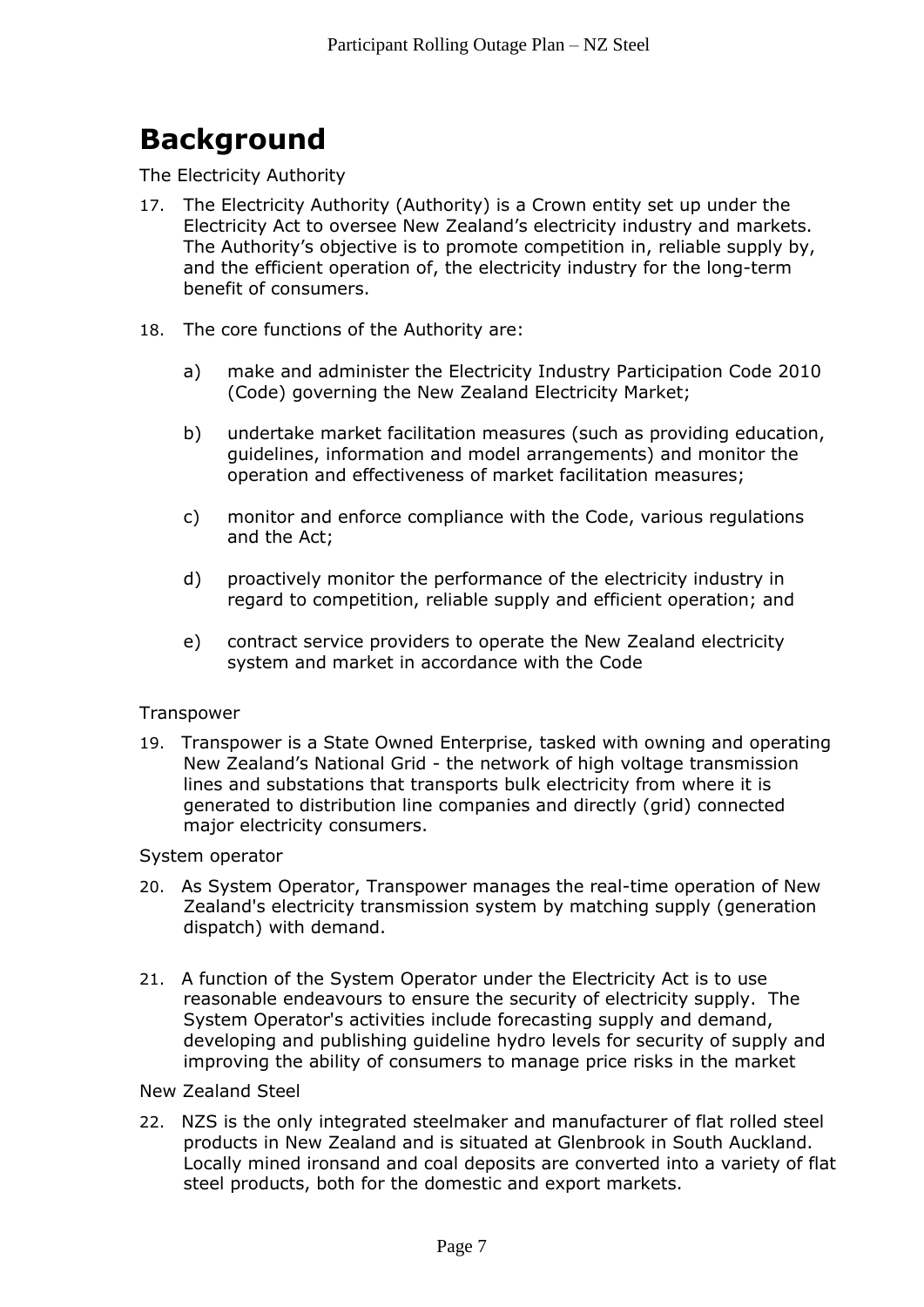# Background

The Electricity Authority

17. The Electricity Authority (Authority) is a Crown entity set up under the Electricity Act to oversee New Zealand's electricity industry and markets. The Authority's objective is to promote competition in, reliable supply by, and the efficient operation of, the electricity industry for the long-term benefit of consumers.

18. The core functions of the Authority are:

    a) make and administer the Electricity Industry Participation Code 2010 (Code) governing the New Zealand Electricity Market;

    b) undertake market facilitation measures (such as providing education, guidelines, information and model arrangements) and monitor the operation and effectiveness of market facilitation measures;

    c) monitor and enforce compliance with the Code, various regulations and the Act;

    d) proactively monitor the performance of the electricity industry in regard to competition, reliable supply and efficient operation; and

    e) contract service providers to operate the New Zealand electricity system and market in accordance with the Code

Transpower

19. Transpower is a State Owned Enterprise, tasked with owning and operating New Zealand's National Grid - the network of high voltage transmission lines and substations that transports bulk electricity from where it is generated to distribution line companies and directly (grid) connected major electricity consumers.

System operator

20. As System Operator, Transpower manages the real-time operation of New Zealand's electricity transmission system by matching supply (generation dispatch) with demand.

21. A function of the System Operator under the Electricity Act is to use reasonable endeavours to ensure the security of electricity supply. The System Operator's activities include forecasting supply and demand, developing and publishing guideline hydro levels for security of supply and improving the ability of consumers to manage price risks in the market

New Zealand Steel

22. NZS is the only integrated steelmaker and manufacturer of flat rolled steel products in New Zealand and is situated at Glenbrook in South Auckland. Locally mined ironsand and coal deposits are converted into a variety of flat steel products, both for the domestic and export markets.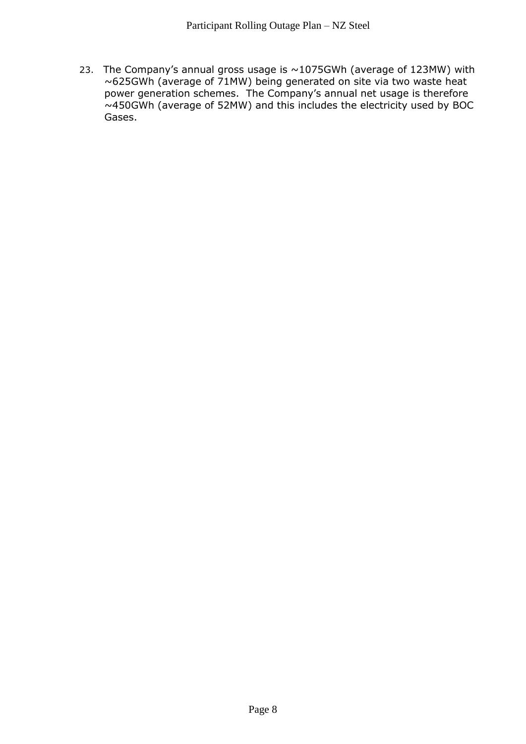23. The Company's annual gross usage is ~1075GWh (average of 123MW) with ~625GWh (average of 71MW) being generated on site via two waste heat power generation schemes. The Company's annual net usage is therefore ~450GWh (average of 52MW) and this includes the electricity used by BOC Gases.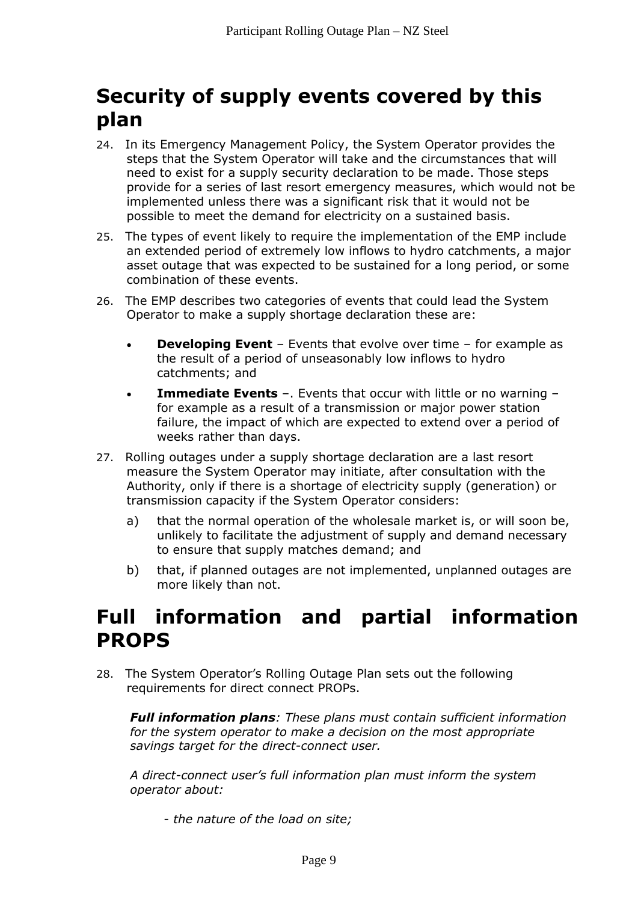# Security of supply events covered by this plan

24. In its Emergency Management Policy, the System Operator provides the steps that the System Operator will take and the circumstances that will need to exist for a supply security declaration to be made. Those steps provide for a series of last resort emergency measures, which would not be implemented unless there was a significant risk that it would not be possible to meet the demand for electricity on a sustained basis.

25. The types of event likely to require the implementation of the EMP include an extended period of extremely low inflows to hydro catchments, a major asset outage that was expected to be sustained for a long period, or some combination of these events.

26. The EMP describes two categories of events that could lead the System Operator to make a supply shortage declaration these are:

    - **Developing Event** – Events that evolve over time – for example as the result of a period of unseasonably low inflows to hydro catchments; and
    - **Immediate Events** –. Events that occur with little or no warning – for example as a result of a transmission or major power station failure, the impact of which are expected to extend over a period of weeks rather than days.

27. Rolling outages under a supply shortage declaration are a last resort measure the System Operator may initiate, after consultation with the Authority, only if there is a shortage of electricity supply (generation) or transmission capacity if the System Operator considers:

    a) that the normal operation of the wholesale market is, or will soon be, unlikely to facilitate the adjustment of supply and demand necessary to ensure that supply matches demand; and

    b) that, if planned outages are not implemented, unplanned outages are more likely than not.

# Full information and partial information PROPS

28. The System Operator's Rolling Outage Plan sets out the following requirements for direct connect PROPs.

    ***Full information plans**: These plans must contain sufficient information for the system operator to make a decision on the most appropriate savings target for the direct-connect user.*

    *A direct-connect user's full information plan must inform the system operator about:*

    - *the nature of the load on site;*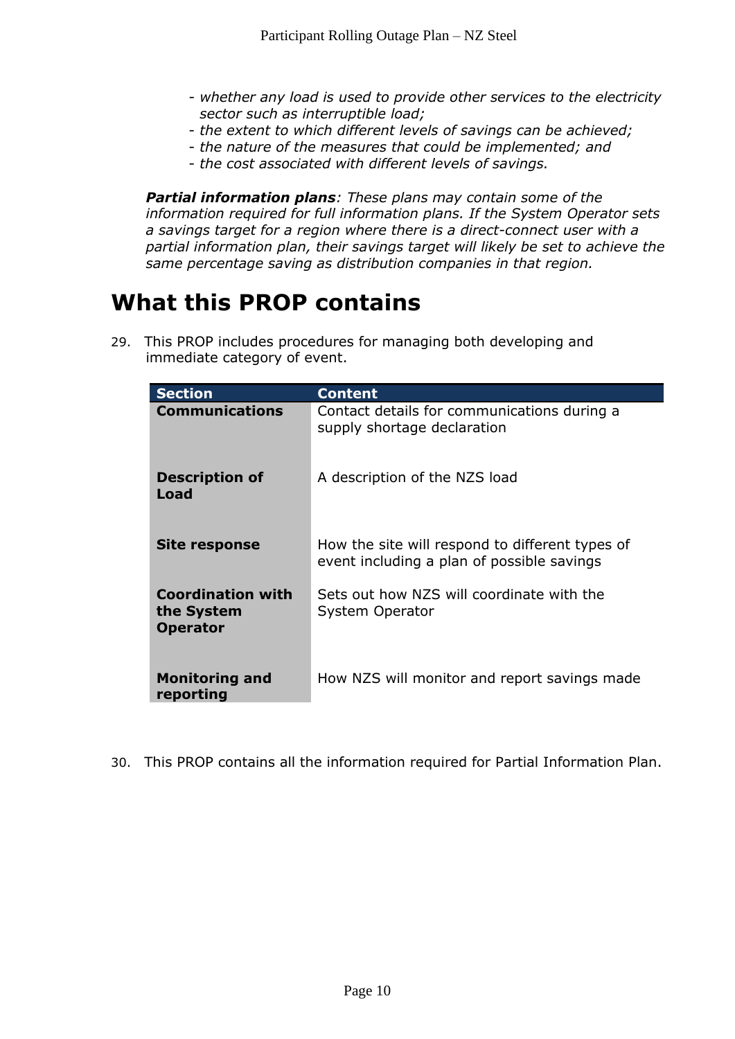*- whether any load is used to provide other services to the electricity sector such as interruptible load;*
*- the extent to which different levels of savings can be achieved;*
*- the nature of the measures that could be implemented; and*
*- the cost associated with different levels of savings.*

***Partial information plans**: These plans may contain some of the information required for full information plans. If the System Operator sets a savings target for a region where there is a direct-connect user with a partial information plan, their savings target will likely be set to achieve the same percentage saving as distribution companies in that region.*

# What this PROP contains

29. This PROP includes procedures for managing both developing and immediate category of event.

| Section | Content |
| --- | --- |
| **Communications** | Contact details for communications during a supply shortage declaration |
| **Description of Load** | A description of the NZS load |
| **Site response** | How the site will respond to different types of event including a plan of possible savings |
| **Coordination with the System Operator** | Sets out how NZS will coordinate with the System Operator |
| **Monitoring and reporting** | How NZS will monitor and report savings made |

30. This PROP contains all the information required for Partial Information Plan.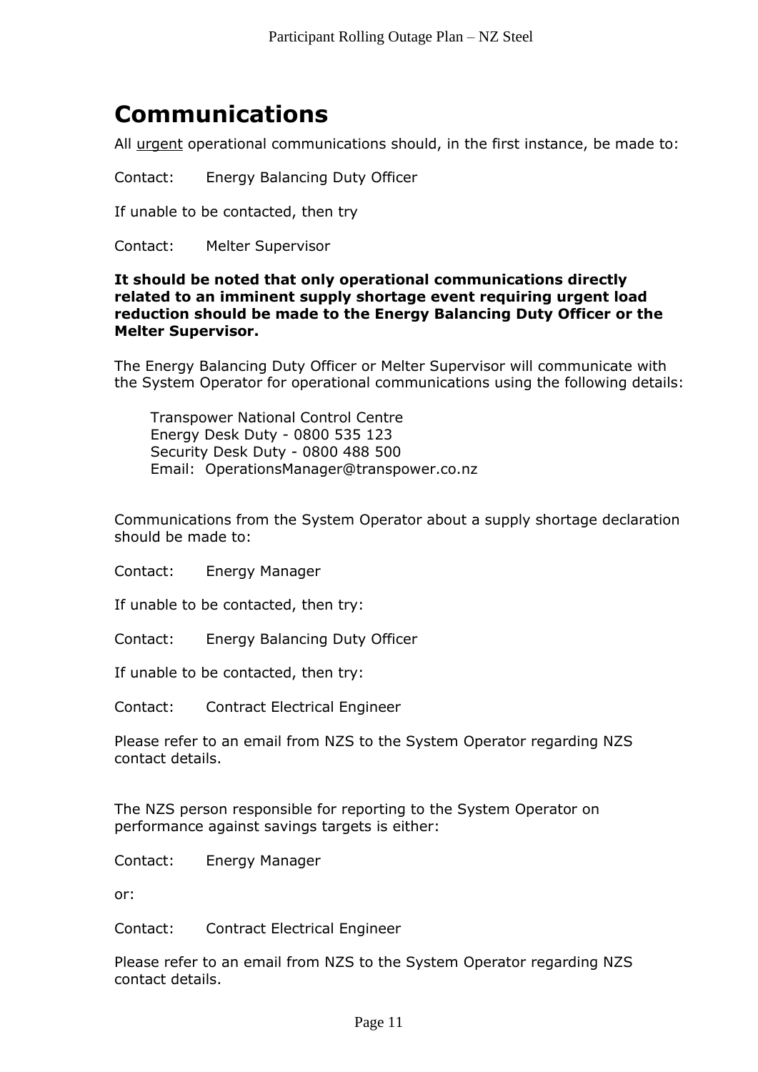# Communications

All <u>urgent</u> operational communications should, in the first instance, be made to:

Contact: Energy Balancing Duty Officer

If unable to be contacted, then try

Contact: Melter Supervisor

**It should be noted that only operational communications directly related to an imminent supply shortage event requiring urgent load reduction should be made to the Energy Balancing Duty Officer or the Melter Supervisor.**

The Energy Balancing Duty Officer or Melter Supervisor will communicate with the System Operator for operational communications using the following details:

> Transpower National Control Centre
> Energy Desk Duty - 0800 535 123
> Security Desk Duty - 0800 488 500
> Email: OperationsManager@transpower.co.nz

Communications from the System Operator about a supply shortage declaration should be made to:

Contact: Energy Manager

If unable to be contacted, then try:

Contact: Energy Balancing Duty Officer

If unable to be contacted, then try:

Contact: Contract Electrical Engineer

Please refer to an email from NZS to the System Operator regarding NZS contact details.

The NZS person responsible for reporting to the System Operator on performance against savings targets is either:

Contact: Energy Manager

or:

Contact: Contract Electrical Engineer

Please refer to an email from NZS to the System Operator regarding NZS contact details.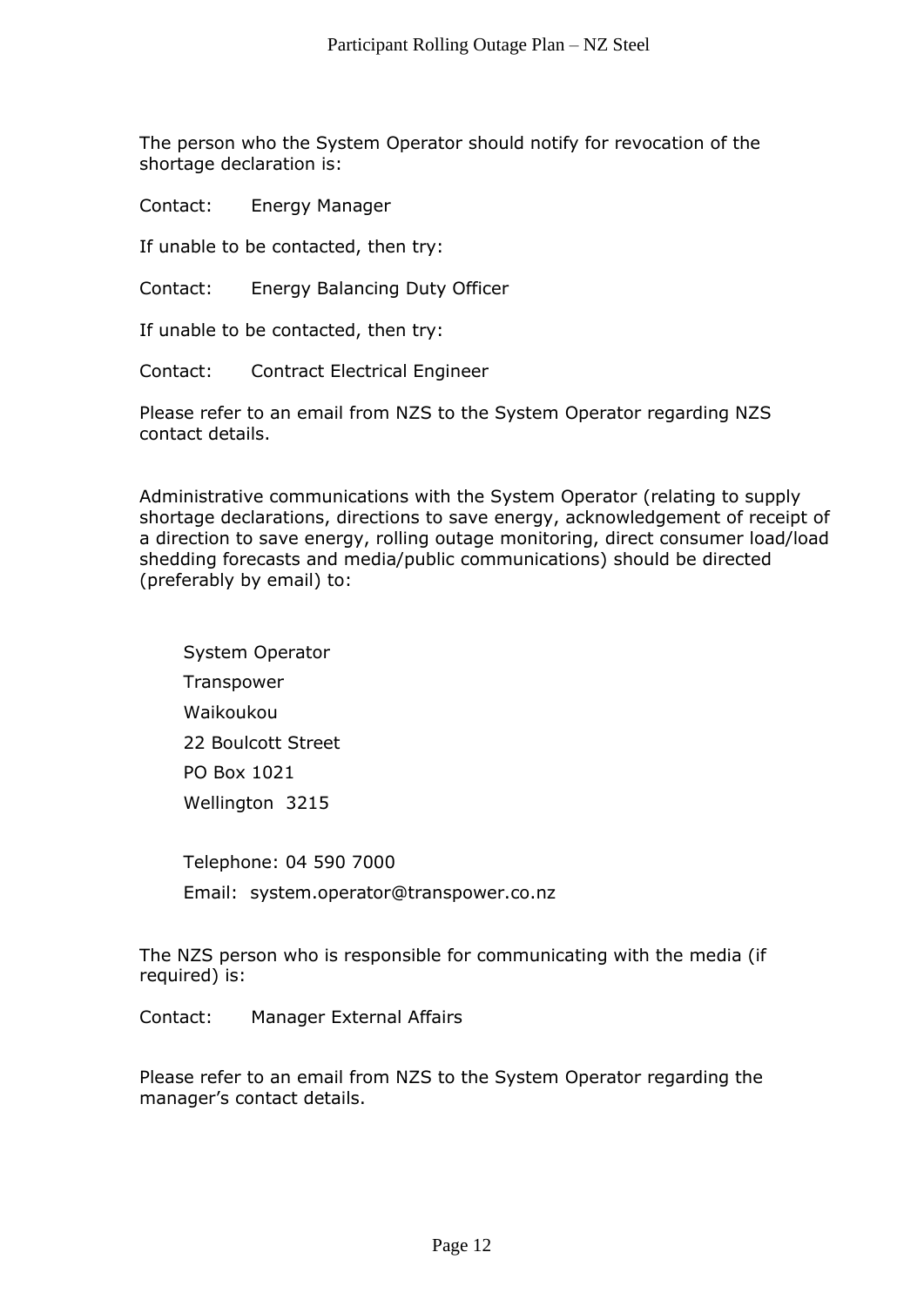The person who the System Operator should notify for revocation of the shortage declaration is:

Contact:  Energy Manager

If unable to be contacted, then try:

Contact:  Energy Balancing Duty Officer

If unable to be contacted, then try:

Contact:  Contract Electrical Engineer

Please refer to an email from NZS to the System Operator regarding NZS contact details.

Administrative communications with the System Operator (relating to supply shortage declarations, directions to save energy, acknowledgement of receipt of a direction to save energy, rolling outage monitoring, direct consumer load/load shedding forecasts and media/public communications) should be directed (preferably by email) to:

System Operator
Transpower
Waikoukou
22 Boulcott Street
PO Box 1021
Wellington 3215

Telephone: 04 590 7000
Email: system.operator@transpower.co.nz

The NZS person who is responsible for communicating with the media (if required) is:

Contact:  Manager External Affairs

Please refer to an email from NZS to the System Operator regarding the manager's contact details.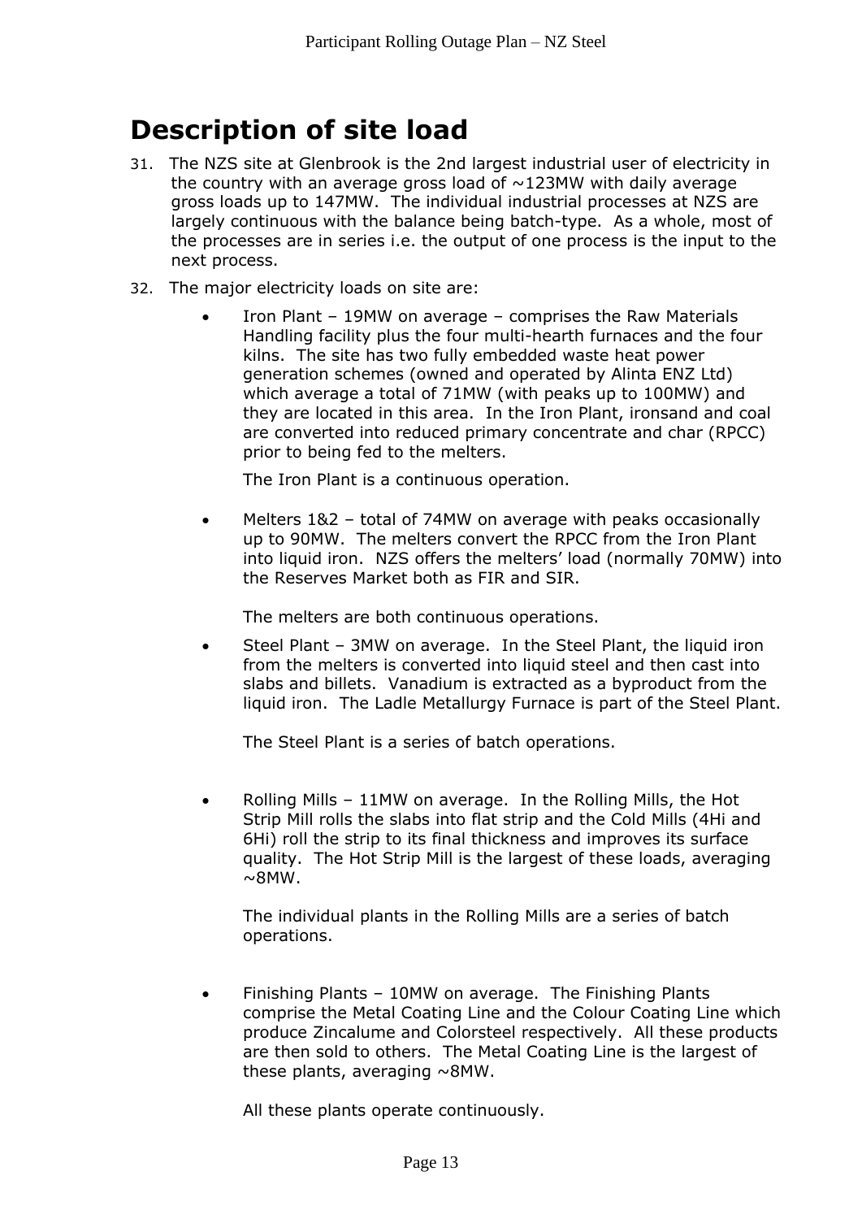# Description of site load

31. The NZS site at Glenbrook is the 2nd largest industrial user of electricity in the country with an average gross load of ~123MW with daily average gross loads up to 147MW. The individual industrial processes at NZS are largely continuous with the balance being batch-type. As a whole, most of the processes are in series i.e. the output of one process is the input to the next process.

32. The major electricity loads on site are:

   - Iron Plant – 19MW on average – comprises the Raw Materials Handling facility plus the four multi-hearth furnaces and the four kilns. The site has two fully embedded waste heat power generation schemes (owned and operated by Alinta ENZ Ltd) which average a total of 71MW (with peaks up to 100MW) and they are located in this area. In the Iron Plant, ironsand and coal are converted into reduced primary concentrate and char (RPCC) prior to being fed to the melters.

     The Iron Plant is a continuous operation.

   - Melters 1&2 – total of 74MW on average with peaks occasionally up to 90MW. The melters convert the RPCC from the Iron Plant into liquid iron. NZS offers the melters' load (normally 70MW) into the Reserves Market both as FIR and SIR.

     The melters are both continuous operations.

   - Steel Plant – 3MW on average. In the Steel Plant, the liquid iron from the melters is converted into liquid steel and then cast into slabs and billets. Vanadium is extracted as a byproduct from the liquid iron. The Ladle Metallurgy Furnace is part of the Steel Plant.

     The Steel Plant is a series of batch operations.

   - Rolling Mills – 11MW on average. In the Rolling Mills, the Hot Strip Mill rolls the slabs into flat strip and the Cold Mills (4Hi and 6Hi) roll the strip to its final thickness and improves its surface quality. The Hot Strip Mill is the largest of these loads, averaging ~8MW.

     The individual plants in the Rolling Mills are a series of batch operations.

   - Finishing Plants – 10MW on average. The Finishing Plants comprise the Metal Coating Line and the Colour Coating Line which produce Zincalume and Colorsteel respectively. All these products are then sold to others. The Metal Coating Line is the largest of these plants, averaging ~8MW.

     All these plants operate continuously.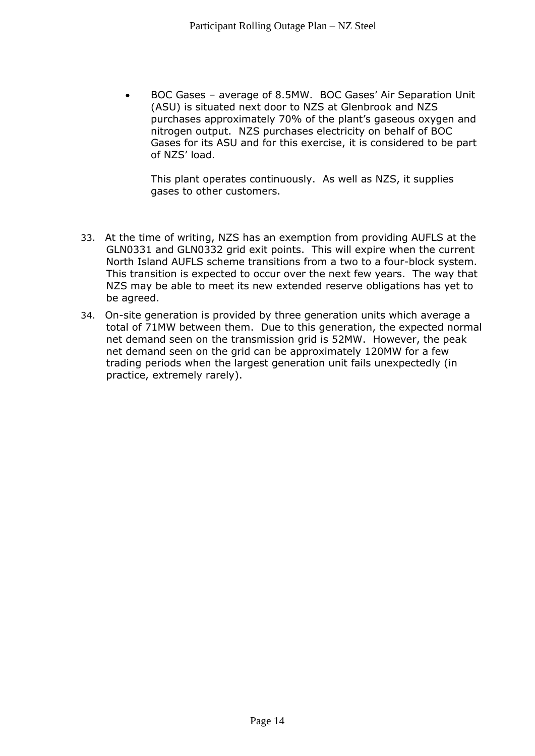- BOC Gases – average of 8.5MW. BOC Gases' Air Separation Unit (ASU) is situated next door to NZS at Glenbrook and NZS purchases approximately 70% of the plant's gaseous oxygen and nitrogen output. NZS purchases electricity on behalf of BOC Gases for its ASU and for this exercise, it is considered to be part of NZS' load.

  This plant operates continuously. As well as NZS, it supplies gases to other customers.

33. At the time of writing, NZS has an exemption from providing AUFLS at the GLN0331 and GLN0332 grid exit points. This will expire when the current North Island AUFLS scheme transitions from a two to a four-block system. This transition is expected to occur over the next few years. The way that NZS may be able to meet its new extended reserve obligations has yet to be agreed.

34. On-site generation is provided by three generation units which average a total of 71MW between them. Due to this generation, the expected normal net demand seen on the transmission grid is 52MW. However, the peak net demand seen on the grid can be approximately 120MW for a few trading periods when the largest generation unit fails unexpectedly (in practice, extremely rarely).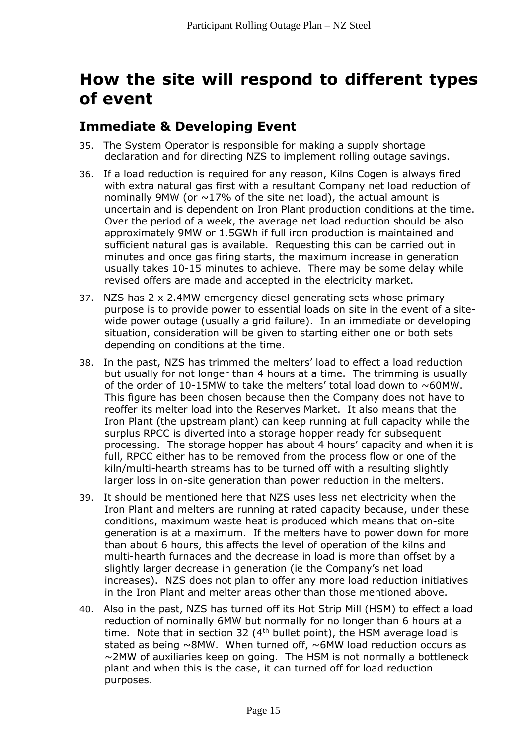# How the site will respond to different types of event

## Immediate & Developing Event

35. The System Operator is responsible for making a supply shortage declaration and for directing NZS to implement rolling outage savings.

36. If a load reduction is required for any reason, Kilns Cogen is always fired with extra natural gas first with a resultant Company net load reduction of nominally 9MW (or ~17% of the site net load), the actual amount is uncertain and is dependent on Iron Plant production conditions at the time. Over the period of a week, the average net load reduction should be also approximately 9MW or 1.5GWh if full iron production is maintained and sufficient natural gas is available. Requesting this can be carried out in minutes and once gas firing starts, the maximum increase in generation usually takes 10-15 minutes to achieve. There may be some delay while revised offers are made and accepted in the electricity market.

37. NZS has 2 x 2.4MW emergency diesel generating sets whose primary purpose is to provide power to essential loads on site in the event of a site-wide power outage (usually a grid failure). In an immediate or developing situation, consideration will be given to starting either one or both sets depending on conditions at the time.

38. In the past, NZS has trimmed the melters' load to effect a load reduction but usually for not longer than 4 hours at a time. The trimming is usually of the order of 10-15MW to take the melters' total load down to ~60MW. This figure has been chosen because then the Company does not have to reoffer its melter load into the Reserves Market. It also means that the Iron Plant (the upstream plant) can keep running at full capacity while the surplus RPCC is diverted into a storage hopper ready for subsequent processing. The storage hopper has about 4 hours' capacity and when it is full, RPCC either has to be removed from the process flow or one of the kiln/multi-hearth streams has to be turned off with a resulting slightly larger loss in on-site generation than power reduction in the melters.

39. It should be mentioned here that NZS uses less net electricity when the Iron Plant and melters are running at rated capacity because, under these conditions, maximum waste heat is produced which means that on-site generation is at a maximum. If the melters have to power down for more than about 6 hours, this affects the level of operation of the kilns and multi-hearth furnaces and the decrease in load is more than offset by a slightly larger decrease in generation (ie the Company's net load increases). NZS does not plan to offer any more load reduction initiatives in the Iron Plant and melter areas other than those mentioned above.

40. Also in the past, NZS has turned off its Hot Strip Mill (HSM) to effect a load reduction of nominally 6MW but normally for no longer than 6 hours at a time. Note that in section 32 (4th bullet point), the HSM average load is stated as being ~8MW. When turned off, ~6MW load reduction occurs as ~2MW of auxiliaries keep on going. The HSM is not normally a bottleneck plant and when this is the case, it can turned off for load reduction purposes.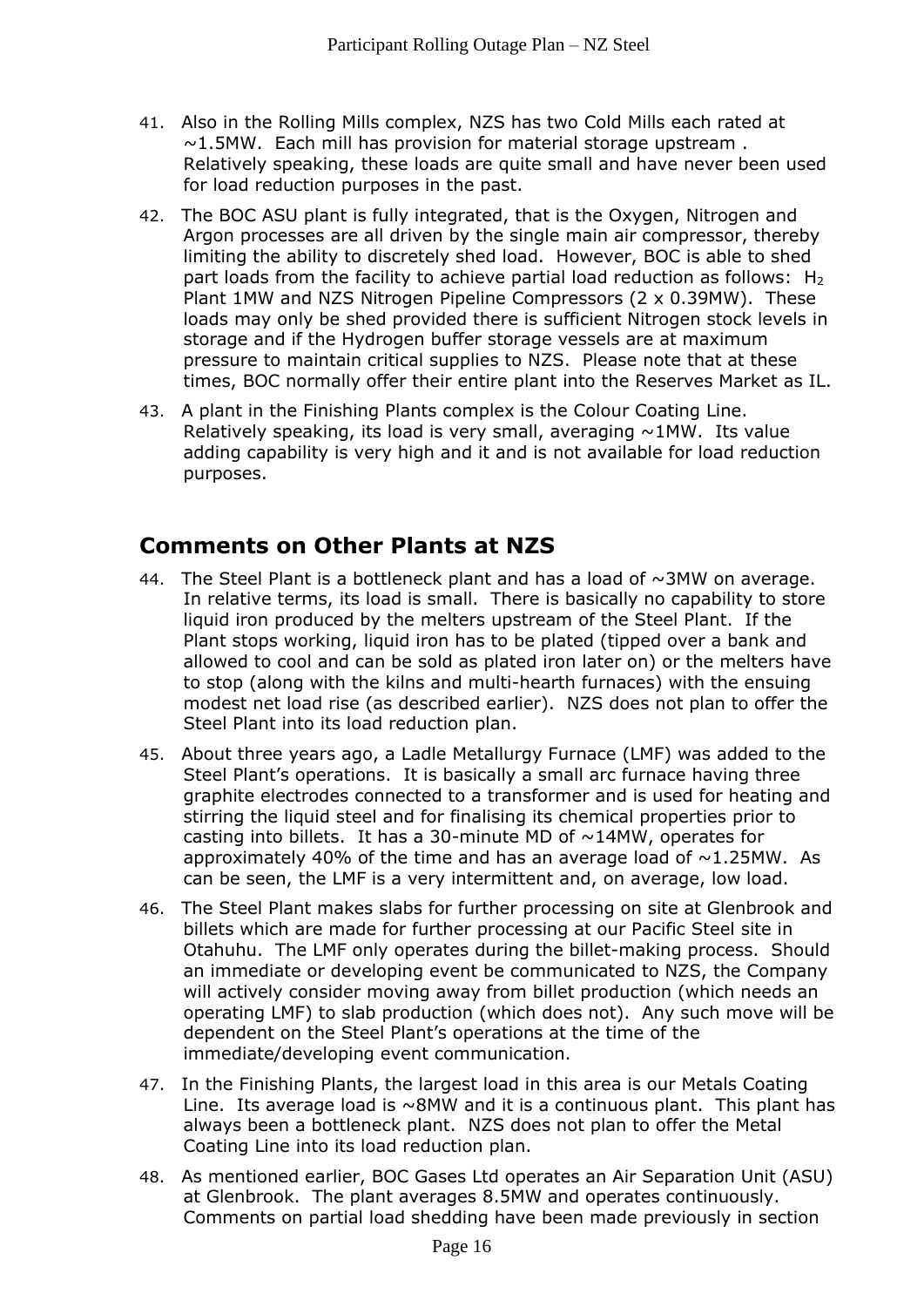41. Also in the Rolling Mills complex, NZS has two Cold Mills each rated at ~1.5MW. Each mill has provision for material storage upstream . Relatively speaking, these loads are quite small and have never been used for load reduction purposes in the past.

42. The BOC ASU plant is fully integrated, that is the Oxygen, Nitrogen and Argon processes are all driven by the single main air compressor, thereby limiting the ability to discretely shed load. However, BOC is able to shed part loads from the facility to achieve partial load reduction as follows: $H_2$ Plant 1MW and NZS Nitrogen Pipeline Compressors (2 x 0.39MW). These loads may only be shed provided there is sufficient Nitrogen stock levels in storage and if the Hydrogen buffer storage vessels are at maximum pressure to maintain critical supplies to NZS. Please note that at these times, BOC normally offer their entire plant into the Reserves Market as IL.

43. A plant in the Finishing Plants complex is the Colour Coating Line. Relatively speaking, its load is very small, averaging ~1MW. Its value adding capability is very high and it and is not available for load reduction purposes.

## Comments on Other Plants at NZS

44. The Steel Plant is a bottleneck plant and has a load of ~3MW on average. In relative terms, its load is small. There is basically no capability to store liquid iron produced by the melters upstream of the Steel Plant. If the Plant stops working, liquid iron has to be plated (tipped over a bank and allowed to cool and can be sold as plated iron later on) or the melters have to stop (along with the kilns and multi-hearth furnaces) with the ensuing modest net load rise (as described earlier). NZS does not plan to offer the Steel Plant into its load reduction plan.

45. About three years ago, a Ladle Metallurgy Furnace (LMF) was added to the Steel Plant's operations. It is basically a small arc furnace having three graphite electrodes connected to a transformer and is used for heating and stirring the liquid steel and for finalising its chemical properties prior to casting into billets. It has a 30-minute MD of ~14MW, operates for approximately 40% of the time and has an average load of ~1.25MW. As can be seen, the LMF is a very intermittent and, on average, low load.

46. The Steel Plant makes slabs for further processing on site at Glenbrook and billets which are made for further processing at our Pacific Steel site in Otahuhu. The LMF only operates during the billet-making process. Should an immediate or developing event be communicated to NZS, the Company will actively consider moving away from billet production (which needs an operating LMF) to slab production (which does not). Any such move will be dependent on the Steel Plant's operations at the time of the immediate/developing event communication.

47. In the Finishing Plants, the largest load in this area is our Metals Coating Line. Its average load is ~8MW and it is a continuous plant. This plant has always been a bottleneck plant. NZS does not plan to offer the Metal Coating Line into its load reduction plan.

48. As mentioned earlier, BOC Gases Ltd operates an Air Separation Unit (ASU) at Glenbrook. The plant averages 8.5MW and operates continuously. Comments on partial load shedding have been made previously in section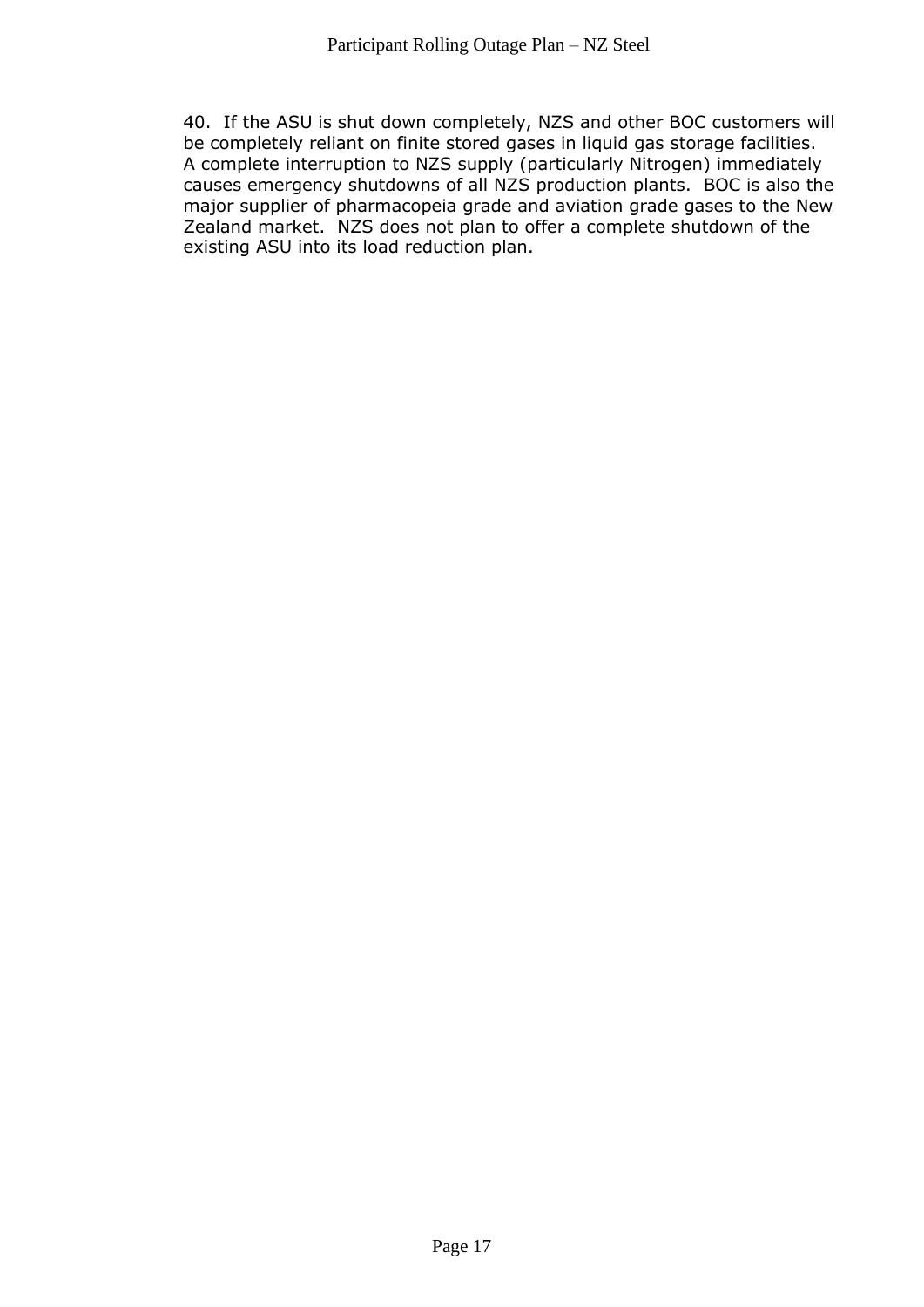40. If the ASU is shut down completely, NZS and other BOC customers will be completely reliant on finite stored gases in liquid gas storage facilities. A complete interruption to NZS supply (particularly Nitrogen) immediately causes emergency shutdowns of all NZS production plants. BOC is also the major supplier of pharmacopeia grade and aviation grade gases to the New Zealand market. NZS does not plan to offer a complete shutdown of the existing ASU into its load reduction plan.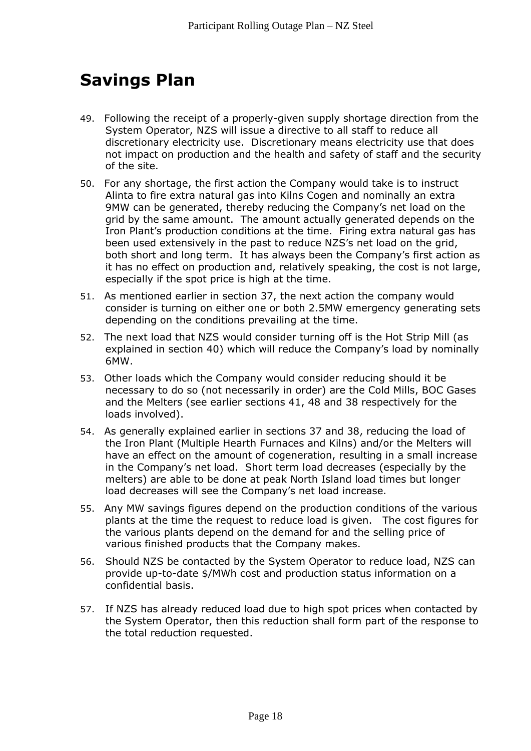# Savings Plan

49. Following the receipt of a properly-given supply shortage direction from the System Operator, NZS will issue a directive to all staff to reduce all discretionary electricity use. Discretionary means electricity use that does not impact on production and the health and safety of staff and the security of the site.

50. For any shortage, the first action the Company would take is to instruct Alinta to fire extra natural gas into Kilns Cogen and nominally an extra 9MW can be generated, thereby reducing the Company's net load on the grid by the same amount. The amount actually generated depends on the Iron Plant's production conditions at the time. Firing extra natural gas has been used extensively in the past to reduce NZS's net load on the grid, both short and long term. It has always been the Company's first action as it has no effect on production and, relatively speaking, the cost is not large, especially if the spot price is high at the time.

51. As mentioned earlier in section 37, the next action the company would consider is turning on either one or both 2.5MW emergency generating sets depending on the conditions prevailing at the time.

52. The next load that NZS would consider turning off is the Hot Strip Mill (as explained in section 40) which will reduce the Company's load by nominally 6MW.

53. Other loads which the Company would consider reducing should it be necessary to do so (not necessarily in order) are the Cold Mills, BOC Gases and the Melters (see earlier sections 41, 48 and 38 respectively for the loads involved).

54. As generally explained earlier in sections 37 and 38, reducing the load of the Iron Plant (Multiple Hearth Furnaces and Kilns) and/or the Melters will have an effect on the amount of cogeneration, resulting in a small increase in the Company's net load. Short term load decreases (especially by the melters) are able to be done at peak North Island load times but longer load decreases will see the Company's net load increase.

55. Any MW savings figures depend on the production conditions of the various plants at the time the request to reduce load is given. The cost figures for the various plants depend on the demand for and the selling price of various finished products that the Company makes.

56. Should NZS be contacted by the System Operator to reduce load, NZS can provide up-to-date $/MWh cost and production status information on a confidential basis.

57. If NZS has already reduced load due to high spot prices when contacted by the System Operator, then this reduction shall form part of the response to the total reduction requested.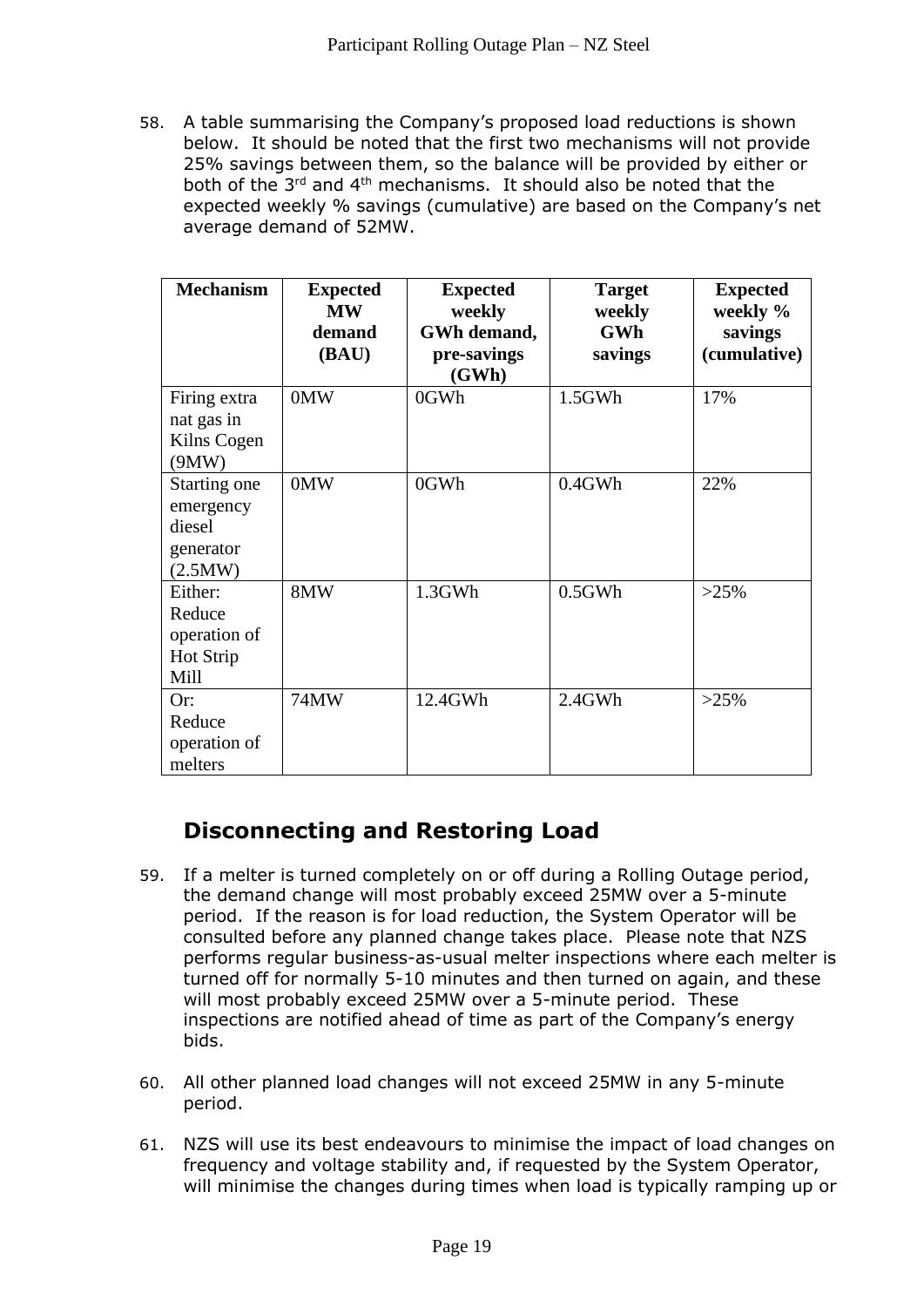58. A table summarising the Company's proposed load reductions is shown below. It should be noted that the first two mechanisms will not provide 25% savings between them, so the balance will be provided by either or both of the 3rd and 4th mechanisms. It should also be noted that the expected weekly % savings (cumulative) are based on the Company's net average demand of 52MW.

| Mechanism | Expected MW demand (BAU) | Expected weekly GWh demand, pre-savings (GWh) | Target weekly GWh savings | Expected weekly % savings (cumulative) |
|---|---|---|---|---|
| Firing extra nat gas in Kilns Cogen (9MW) | 0MW | 0GWh | 1.5GWh | 17% |
| Starting one emergency diesel generator (2.5MW) | 0MW | 0GWh | 0.4GWh | 22% |
| Either: Reduce operation of Hot Strip Mill | 8MW | 1.3GWh | 0.5GWh | >25% |
| Or: Reduce operation of melters | 74MW | 12.4GWh | 2.4GWh | >25% |

## Disconnecting and Restoring Load

59. If a melter is turned completely on or off during a Rolling Outage period, the demand change will most probably exceed 25MW over a 5-minute period. If the reason is for load reduction, the System Operator will be consulted before any planned change takes place. Please note that NZS performs regular business-as-usual melter inspections where each melter is turned off for normally 5-10 minutes and then turned on again, and these will most probably exceed 25MW over a 5-minute period. These inspections are notified ahead of time as part of the Company's energy bids.

60. All other planned load changes will not exceed 25MW in any 5-minute period.

61. NZS will use its best endeavours to minimise the impact of load changes on frequency and voltage stability and, if requested by the System Operator, will minimise the changes during times when load is typically ramping up or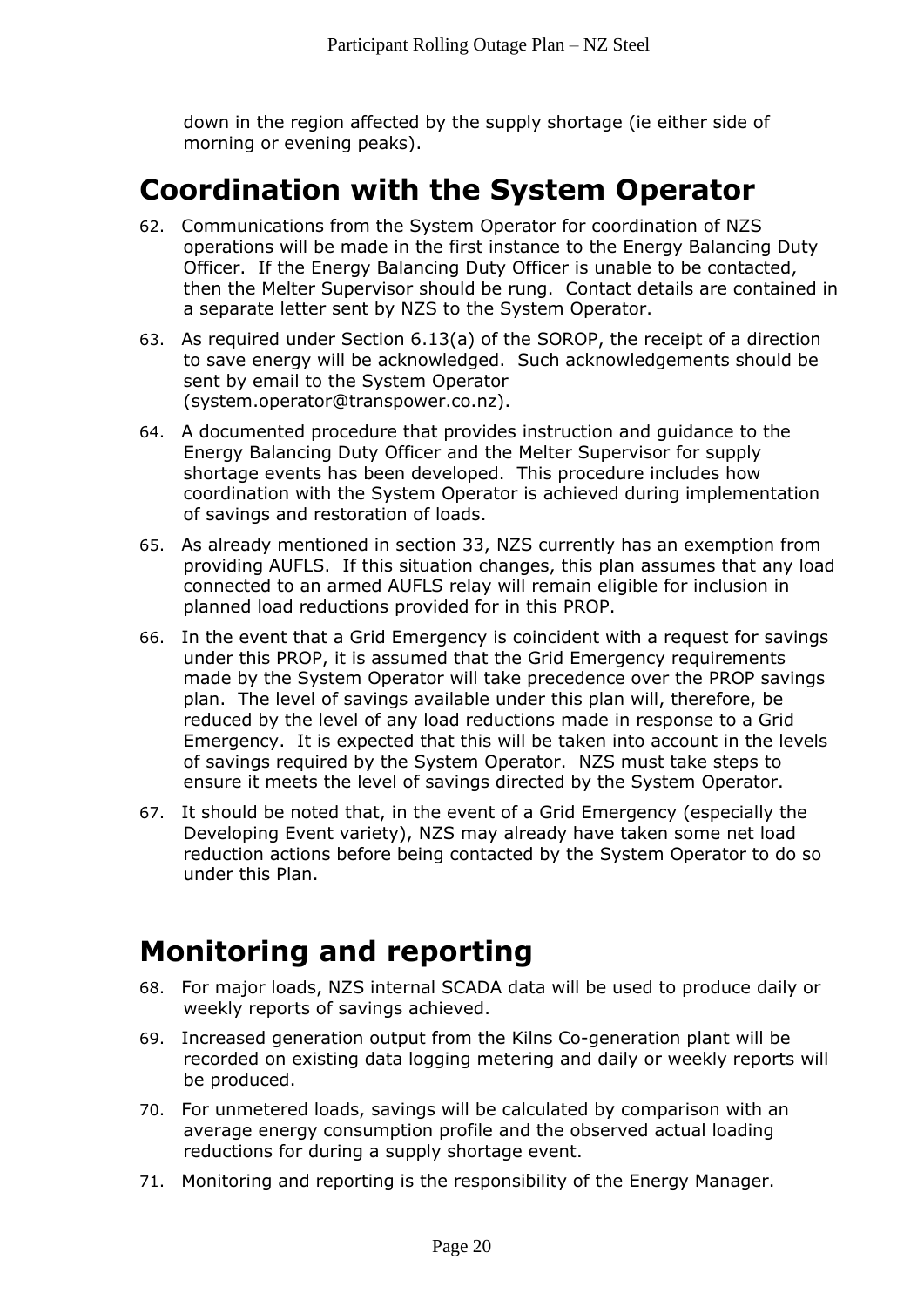down in the region affected by the supply shortage (ie either side of morning or evening peaks).

# Coordination with the System Operator

62. Communications from the System Operator for coordination of NZS operations will be made in the first instance to the Energy Balancing Duty Officer. If the Energy Balancing Duty Officer is unable to be contacted, then the Melter Supervisor should be rung. Contact details are contained in a separate letter sent by NZS to the System Operator.

63. As required under Section 6.13(a) of the SOROP, the receipt of a direction to save energy will be acknowledged. Such acknowledgements should be sent by email to the System Operator (system.operator@transpower.co.nz).

64. A documented procedure that provides instruction and guidance to the Energy Balancing Duty Officer and the Melter Supervisor for supply shortage events has been developed. This procedure includes how coordination with the System Operator is achieved during implementation of savings and restoration of loads.

65. As already mentioned in section 33, NZS currently has an exemption from providing AUFLS. If this situation changes, this plan assumes that any load connected to an armed AUFLS relay will remain eligible for inclusion in planned load reductions provided for in this PROP.

66. In the event that a Grid Emergency is coincident with a request for savings under this PROP, it is assumed that the Grid Emergency requirements made by the System Operator will take precedence over the PROP savings plan. The level of savings available under this plan will, therefore, be reduced by the level of any load reductions made in response to a Grid Emergency. It is expected that this will be taken into account in the levels of savings required by the System Operator. NZS must take steps to ensure it meets the level of savings directed by the System Operator.

67. It should be noted that, in the event of a Grid Emergency (especially the Developing Event variety), NZS may already have taken some net load reduction actions before being contacted by the System Operator to do so under this Plan.

# Monitoring and reporting

68. For major loads, NZS internal SCADA data will be used to produce daily or weekly reports of savings achieved.

69. Increased generation output from the Kilns Co-generation plant will be recorded on existing data logging metering and daily or weekly reports will be produced.

70. For unmetered loads, savings will be calculated by comparison with an average energy consumption profile and the observed actual loading reductions for during a supply shortage event.

71. Monitoring and reporting is the responsibility of the Energy Manager.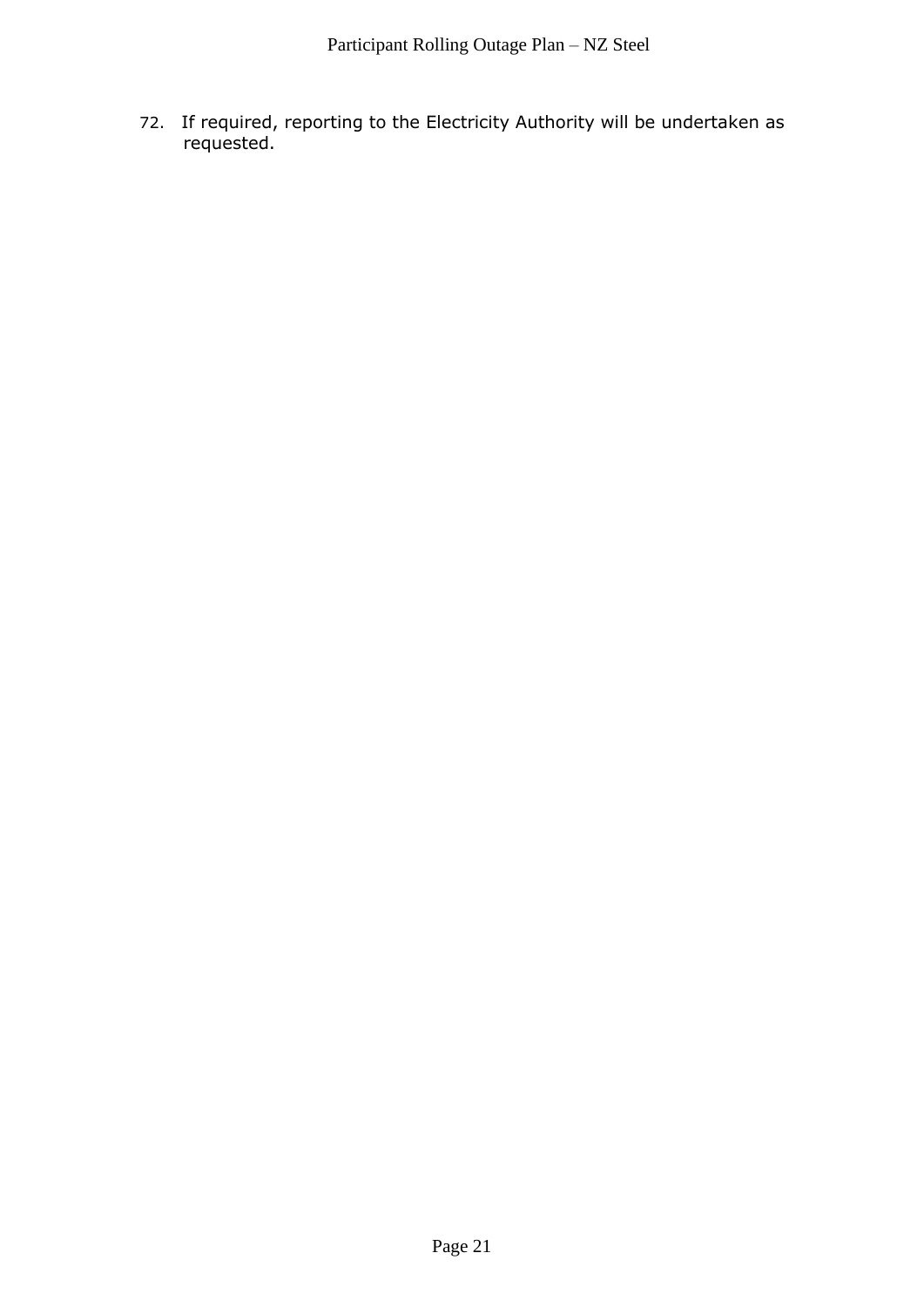72. If required, reporting to the Electricity Authority will be undertaken as requested.